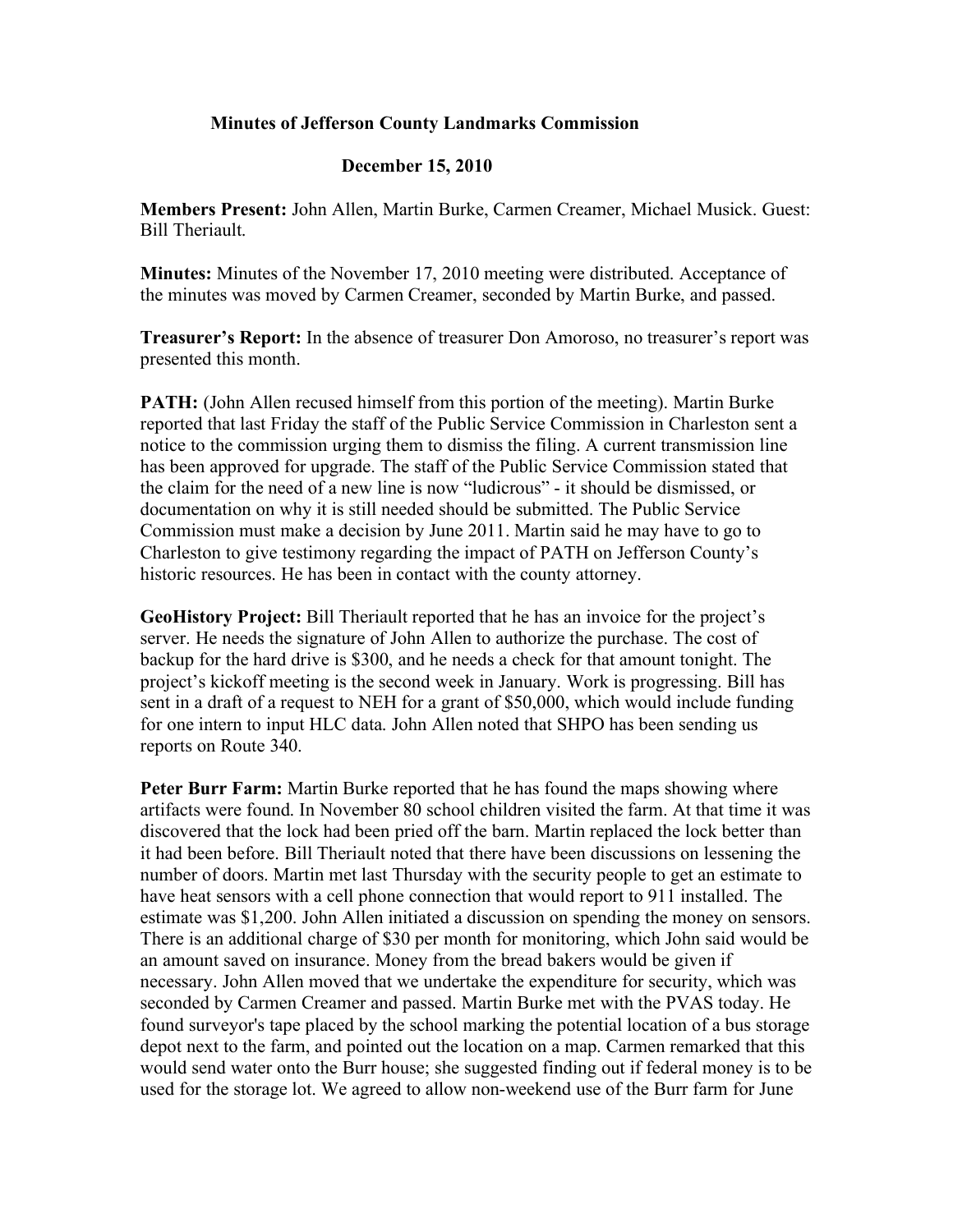# Minutes of Jefferson County Landmarks Commission

## December 15, 2010

**Members Present:** John Allen, Martin Burke, Carmen Creamer, Michael Musick. Guest: Bill Theriault.

**Minutes:** Minutes of the November 17, 2010 meeting were distributed. Acceptance of the minutes was moved by Carmen Creamer, seconded by Martin Burke, and passed.

**Treasurer's Report:** In the absence of treasurer Don Amoroso, no treasurer's report was presented this month.

**PATH:** (John Allen recused himself from this portion of the meeting). Martin Burke reported that last Friday the staff of the Public Service Commission in Charleston sent a notice to the commission urging them to dismiss the filing. A current transmission line has been approved for upgrade. The staff of the Public Service Commission stated that the claim for the need of a new line is now "ludicrous" - it should be dismissed, or documentation on why it is still needed should be submitted. The Public Service Commission must make a decision by June 2011. Martin said he may have to go to Charleston to give testimony regarding the impact of PATH on Jefferson County's historic resources. He has been in contact with the county attorney.

**GeoHistory Project:** Bill Theriault reported that he has an invoice for the project's server. He needs the signature of John Allen to authorize the purchase. The cost of backup for the hard drive is $300, and he needs a check for that amount tonight. The project's kickoff meeting is the second week in January. Work is progressing. Bill has sent in a draft of a request to NEH for a grant of $50,000, which would include funding for one intern to input HLC data. John Allen noted that SHPO has been sending us reports on Route 340.

**Peter Burr Farm:** Martin Burke reported that he has found the maps showing where artifacts were found. In November 80 school children visited the farm. At that time it was discovered that the lock had been pried off the barn. Martin replaced the lock better than it had been before. Bill Theriault noted that there have been discussions on lessening the number of doors. Martin met last Thursday with the security people to get an estimate to have heat sensors with a cell phone connection that would report to 911 installed. The estimate was $1,200. John Allen initiated a discussion on spending the money on sensors. There is an additional charge of $30 per month for monitoring, which John said would be an amount saved on insurance. Money from the bread bakers would be given if necessary. John Allen moved that we undertake the expenditure for security, which was seconded by Carmen Creamer and passed. Martin Burke met with the PVAS today. He found surveyor's tape placed by the school marking the potential location of a bus storage depot next to the farm, and pointed out the location on a map. Carmen remarked that this would send water onto the Burr house; she suggested finding out if federal money is to be used for the storage lot. We agreed to allow non-weekend use of the Burr farm for June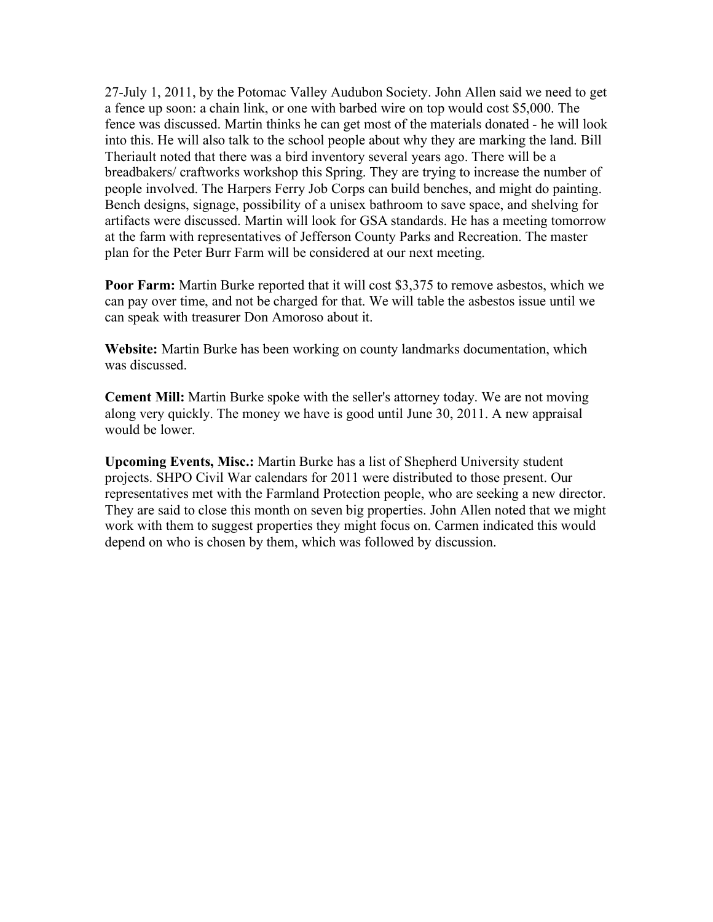27-July 1, 2011, by the Potomac Valley Audubon Society. John Allen said we need to get a fence up soon: a chain link, or one with barbed wire on top would cost $5,000. The fence was discussed. Martin thinks he can get most of the materials donated - he will look into this. He will also talk to the school people about why they are marking the land. Bill Theriault noted that there was a bird inventory several years ago. There will be a breadbakers/ craftworks workshop this Spring. They are trying to increase the number of people involved. The Harpers Ferry Job Corps can build benches, and might do painting. Bench designs, signage, possibility of a unisex bathroom to save space, and shelving for artifacts were discussed. Martin will look for GSA standards. He has a meeting tomorrow at the farm with representatives of Jefferson County Parks and Recreation. The master plan for the Peter Burr Farm will be considered at our next meeting.

**Poor Farm:** Martin Burke reported that it will cost $3,375 to remove asbestos, which we can pay over time, and not be charged for that. We will table the asbestos issue until we can speak with treasurer Don Amoroso about it.

**Website:** Martin Burke has been working on county landmarks documentation, which was discussed.

**Cement Mill:** Martin Burke spoke with the seller's attorney today. We are not moving along very quickly. The money we have is good until June 30, 2011. A new appraisal would be lower.

**Upcoming Events, Misc.:** Martin Burke has a list of Shepherd University student projects. SHPO Civil War calendars for 2011 were distributed to those present. Our representatives met with the Farmland Protection people, who are seeking a new director. They are said to close this month on seven big properties. John Allen noted that we might work with them to suggest properties they might focus on. Carmen indicated this would depend on who is chosen by them, which was followed by discussion.